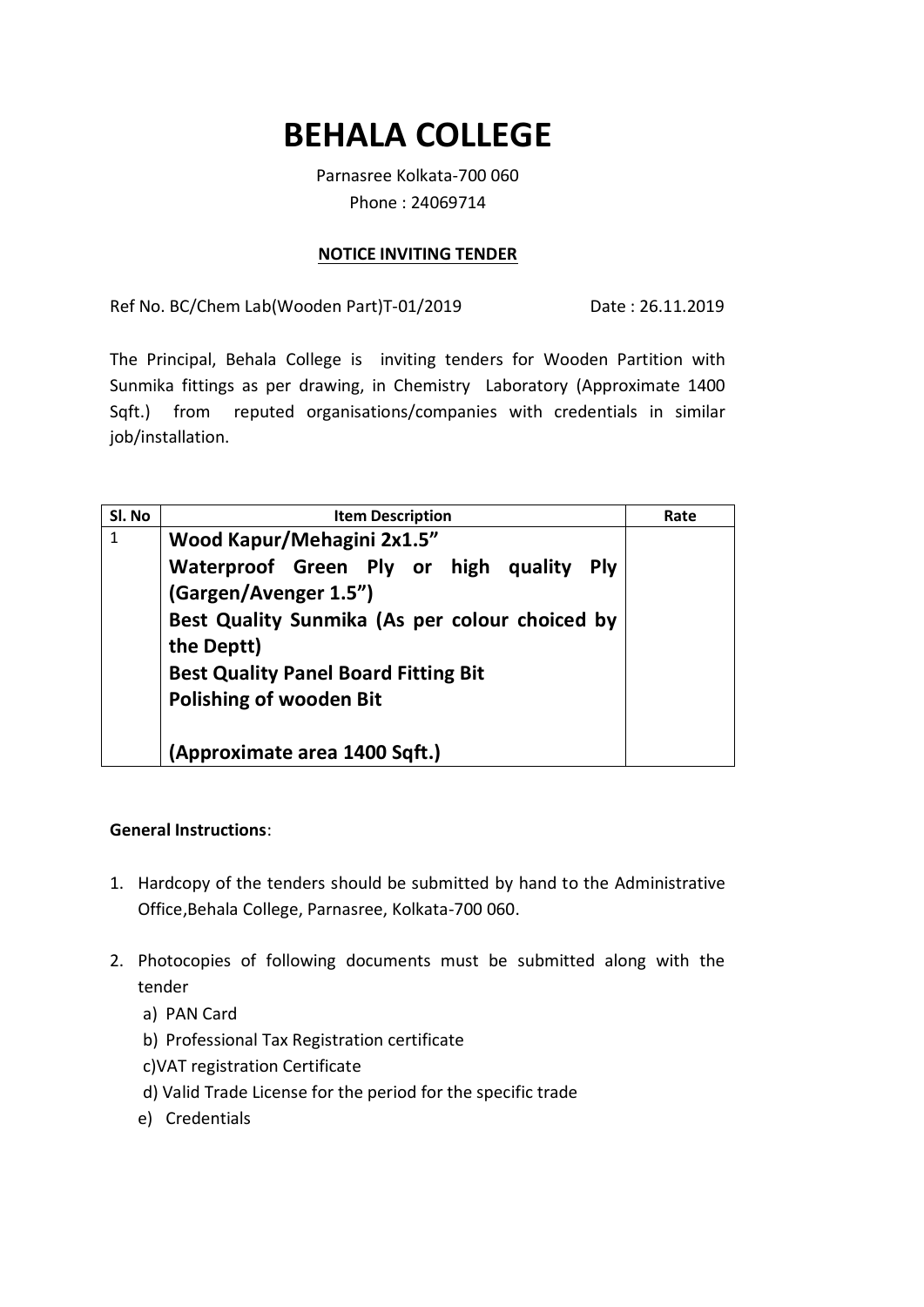# BEHALA COLLEGE

Parnasree Kolkata-700 060

Phone : 24069714

**NOTICE INVITING TENDER**

Ref No. BC/Chem Lab(Wooden Part)T-01/2019 Date : 26.11.2019

The Principal, Behala College is inviting tenders for Wooden Partition with Sunmika fittings as per drawing, in Chemistry Laboratory (Approximate 1400 Sqft.) from reputed organisations/companies with credentials in similar job/installation.

| Sl. No | Item Description | Rate |
|---|---|---|
| 1 | **Wood Kapur/Mehagini 2x1.5"**<br>**Waterproof Green Ply or high quality Ply (Gargen/Avenger 1.5")**<br>**Best Quality Sunmika (As per colour choiced by the Deptt)**<br>**Best Quality Panel Board Fitting Bit**<br>**Polishing of wooden Bit**<br><br>**(Approximate area 1400 Sqft.)** | |

**General Instructions**:

1. Hardcopy of the tenders should be submitted by hand to the Administrative Office,Behala College, Parnasree, Kolkata-700 060.
2. Photocopies of following documents must be submitted along with the tender
   a) PAN Card
   b) Professional Tax Registration certificate
   c) VAT registration Certificate
   d) Valid Trade License for the period for the specific trade
   e) Credentials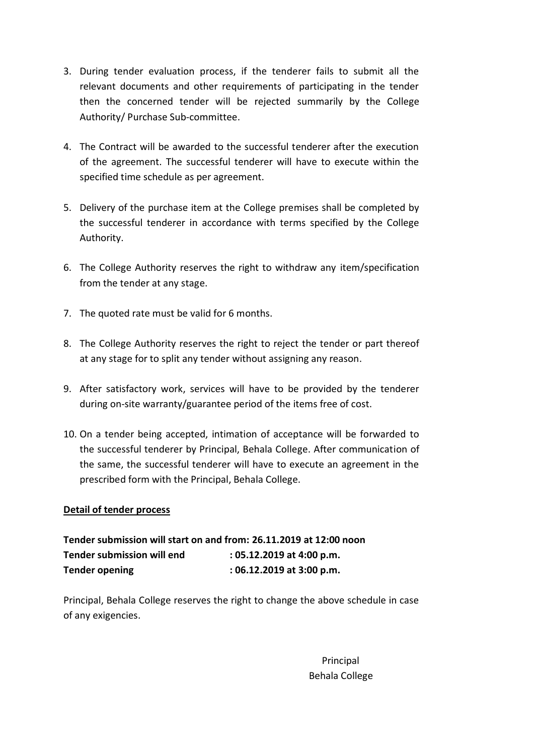3. During tender evaluation process, if the tenderer fails to submit all the relevant documents and other requirements of participating in the tender then the concerned tender will be rejected summarily by the College Authority/ Purchase Sub-committee.

4. The Contract will be awarded to the successful tenderer after the execution of the agreement. The successful tenderer will have to execute within the specified time schedule as per agreement.

5. Delivery of the purchase item at the College premises shall be completed by the successful tenderer in accordance with terms specified by the College Authority.

6. The College Authority reserves the right to withdraw any item/specification from the tender at any stage.

7. The quoted rate must be valid for 6 months.

8. The College Authority reserves the right to reject the tender or part thereof at any stage for to split any tender without assigning any reason.

9. After satisfactory work, services will have to be provided by the tenderer during on-site warranty/guarantee period of the items free of cost.

10. On a tender being accepted, intimation of acceptance will be forwarded to the successful tenderer by Principal, Behala College. After communication of the same, the successful tenderer will have to execute an agreement in the prescribed form with the Principal, Behala College.

**Detail of tender process**

**Tender submission will start on and from: 26.11.2019 at 12:00 noon**
**Tender submission will end : 05.12.2019 at 4:00 p.m.**
**Tender opening : 06.12.2019 at 3:00 p.m.**

Principal, Behala College reserves the right to change the above schedule in case of any exigencies.

Principal
Behala College